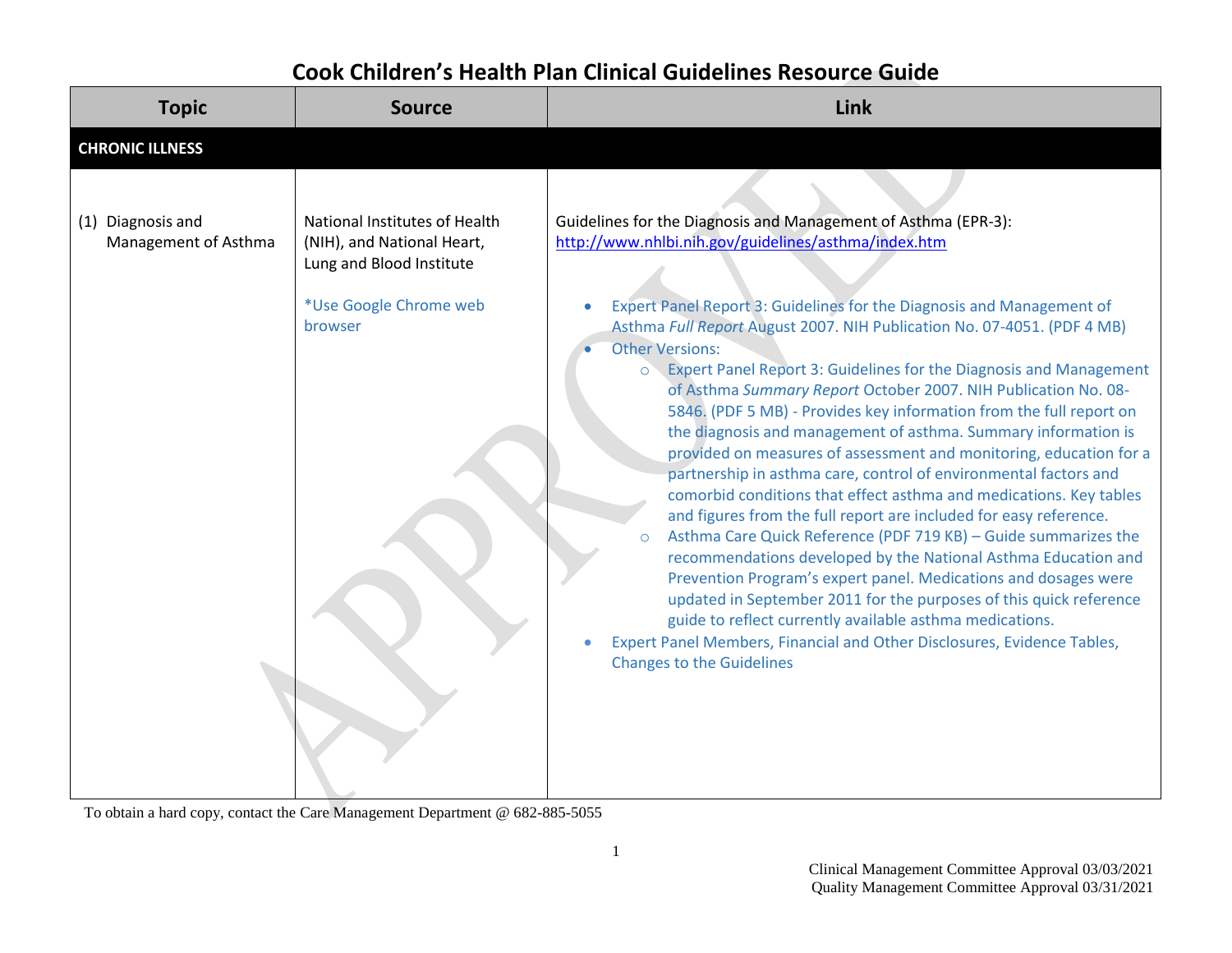# Cook Children's Health Plan Clinical Guidelines Resource Guide

| Topic | Source | Link |
|---|---|---|
| **CHRONIC ILLNESS** | | |
| (1) Diagnosis and Management of Asthma | National Institutes of Health (NIH), and National Heart, Lung and Blood Institute<br><br>*Use Google Chrome web browser | Guidelines for the Diagnosis and Management of Asthma (EPR-3): http://www.nhlbi.nih.gov/guidelines/asthma/index.htm<br><br>• Expert Panel Report 3: Guidelines for the Diagnosis and Management of Asthma *Full Report* August 2007. NIH Publication No. 07-4051. (PDF 4 MB)<br>• Other Versions:<br>  ○ Expert Panel Report 3: Guidelines for the Diagnosis and Management of Asthma *Summary Report* October 2007. NIH Publication No. 08-5846. (PDF 5 MB) - Provides key information from the full report on the diagnosis and management of asthma. Summary information is provided on measures of assessment and monitoring, education for a partnership in asthma care, control of environmental factors and comorbid conditions that effect asthma and medications. Key tables and figures from the full report are included for easy reference.<br>  ○ Asthma Care Quick Reference (PDF 719 KB) – Guide summarizes the recommendations developed by the National Asthma Education and Prevention Program's expert panel. Medications and dosages were updated in September 2011 for the purposes of this quick reference guide to reflect currently available asthma medications.<br>• Expert Panel Members, Financial and Other Disclosures, Evidence Tables, Changes to the Guidelines |

To obtain a hard copy, contact the Care Management Department @ 682-885-5055

Clinical Management Committee Approval 03/03/2021
Quality Management Committee Approval 03/31/2021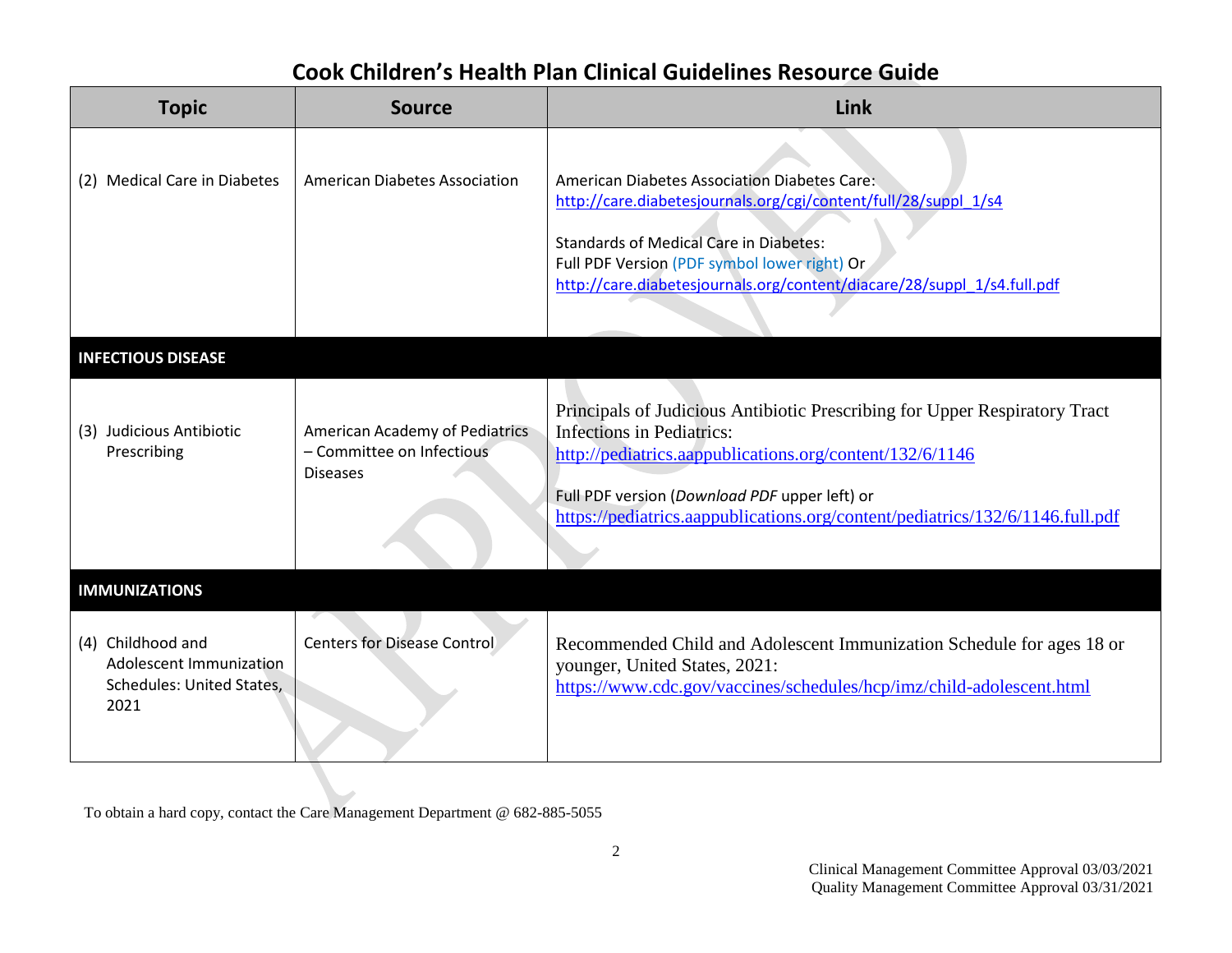# Cook Children's Health Plan Clinical Guidelines Resource Guide

| Topic | Source | Link |
|---|---|---|
| (2) Medical Care in Diabetes | American Diabetes Association | American Diabetes Association Diabetes Care: http://care.diabetesjournals.org/cgi/content/full/28/suppl_1/s4<br><br>Standards of Medical Care in Diabetes:<br>Full PDF Version (PDF symbol lower right) Or http://care.diabetesjournals.org/content/diacare/28/suppl_1/s4.full.pdf |
| **INFECTIOUS DISEASE** | | |
| (3) Judicious Antibiotic Prescribing | American Academy of Pediatrics – Committee on Infectious Diseases | Principals of Judicious Antibiotic Prescribing for Upper Respiratory Tract Infections in Pediatrics: http://pediatrics.aappublications.org/content/132/6/1146<br><br>Full PDF version (*Download PDF* upper left) or https://pediatrics.aappublications.org/content/pediatrics/132/6/1146.full.pdf |
| **IMMUNIZATIONS** | | |
| (4) Childhood and Adolescent Immunization Schedules: United States, 2021 | Centers for Disease Control | Recommended Child and Adolescent Immunization Schedule for ages 18 or younger, United States, 2021: https://www.cdc.gov/vaccines/schedules/hcp/imz/child-adolescent.html |

To obtain a hard copy, contact the Care Management Department @ 682-885-5055

Clinical Management Committee Approval 03/03/2021
Quality Management Committee Approval 03/31/2021